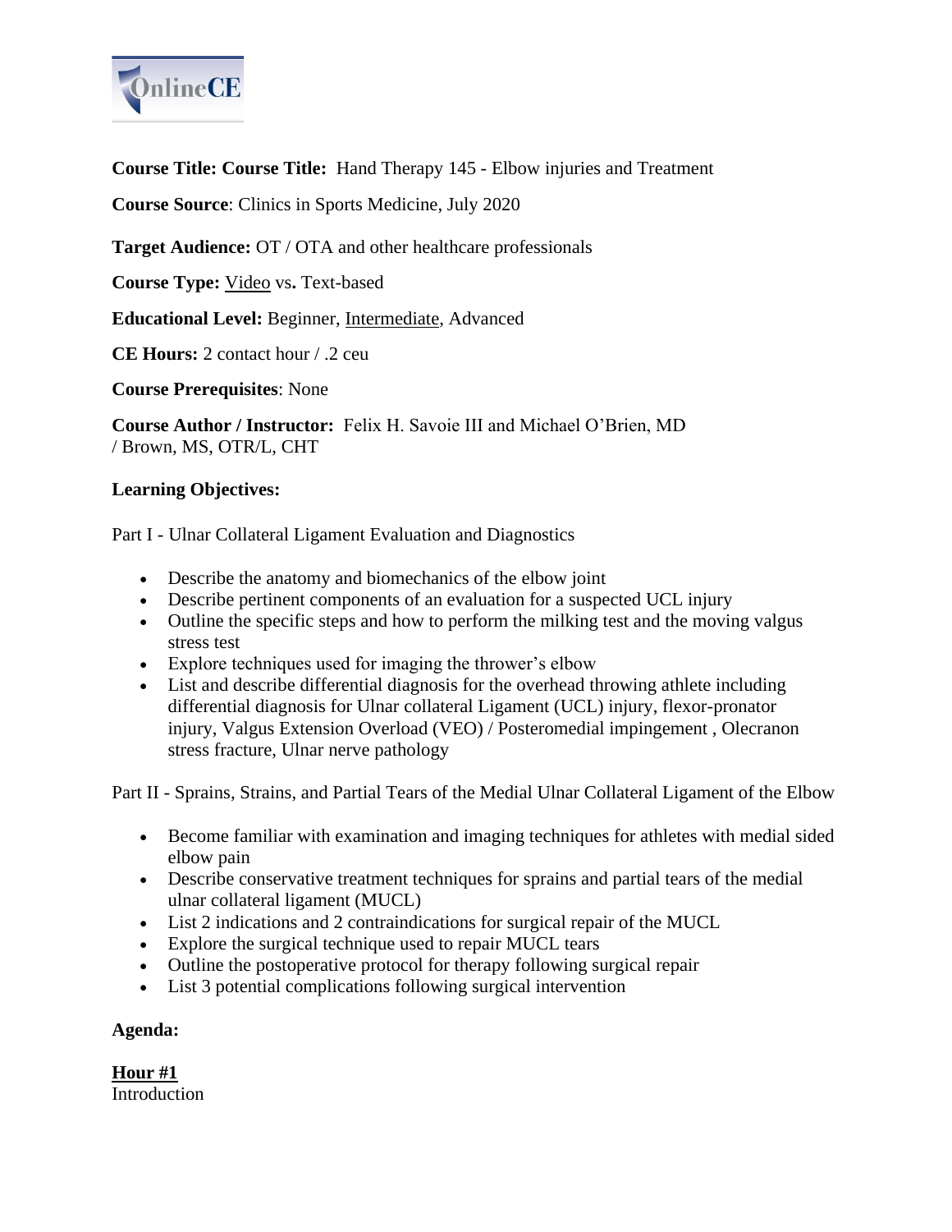**Course Title: Course Title:** Hand Therapy 145 - Elbow injuries and Treatment

**Course Source**: Clinics in Sports Medicine, July 2020

**Target Audience:** OT / OTA and other healthcare professionals

**Course Type:** <u>Video</u> vs**.** Text-based

**Educational Level:** Beginner, <u>Intermediate</u>, Advanced

**CE Hours:** 2 contact hour / .2 ceu

**Course Prerequisites**: None

**Course Author / Instructor:** Felix H. Savoie III and Michael O'Brien, MD / Brown, MS, OTR/L, CHT

**Learning Objectives:**

Part I - Ulnar Collateral Ligament Evaluation and Diagnostics

- Describe the anatomy and biomechanics of the elbow joint
- Describe pertinent components of an evaluation for a suspected UCL injury
- Outline the specific steps and how to perform the milking test and the moving valgus stress test
- Explore techniques used for imaging the thrower's elbow
- List and describe differential diagnosis for the overhead throwing athlete including differential diagnosis for Ulnar collateral Ligament (UCL) injury, flexor-pronator injury, Valgus Extension Overload (VEO) / Posteromedial impingement , Olecranon stress fracture, Ulnar nerve pathology

Part II - Sprains, Strains, and Partial Tears of the Medial Ulnar Collateral Ligament of the Elbow

- Become familiar with examination and imaging techniques for athletes with medial sided elbow pain
- Describe conservative treatment techniques for sprains and partial tears of the medial ulnar collateral ligament (MUCL)
- List 2 indications and 2 contraindications for surgical repair of the MUCL
- Explore the surgical technique used to repair MUCL tears
- Outline the postoperative protocol for therapy following surgical repair
- List 3 potential complications following surgical intervention

**Agenda:**

**<u>Hour #1</u>**
Introduction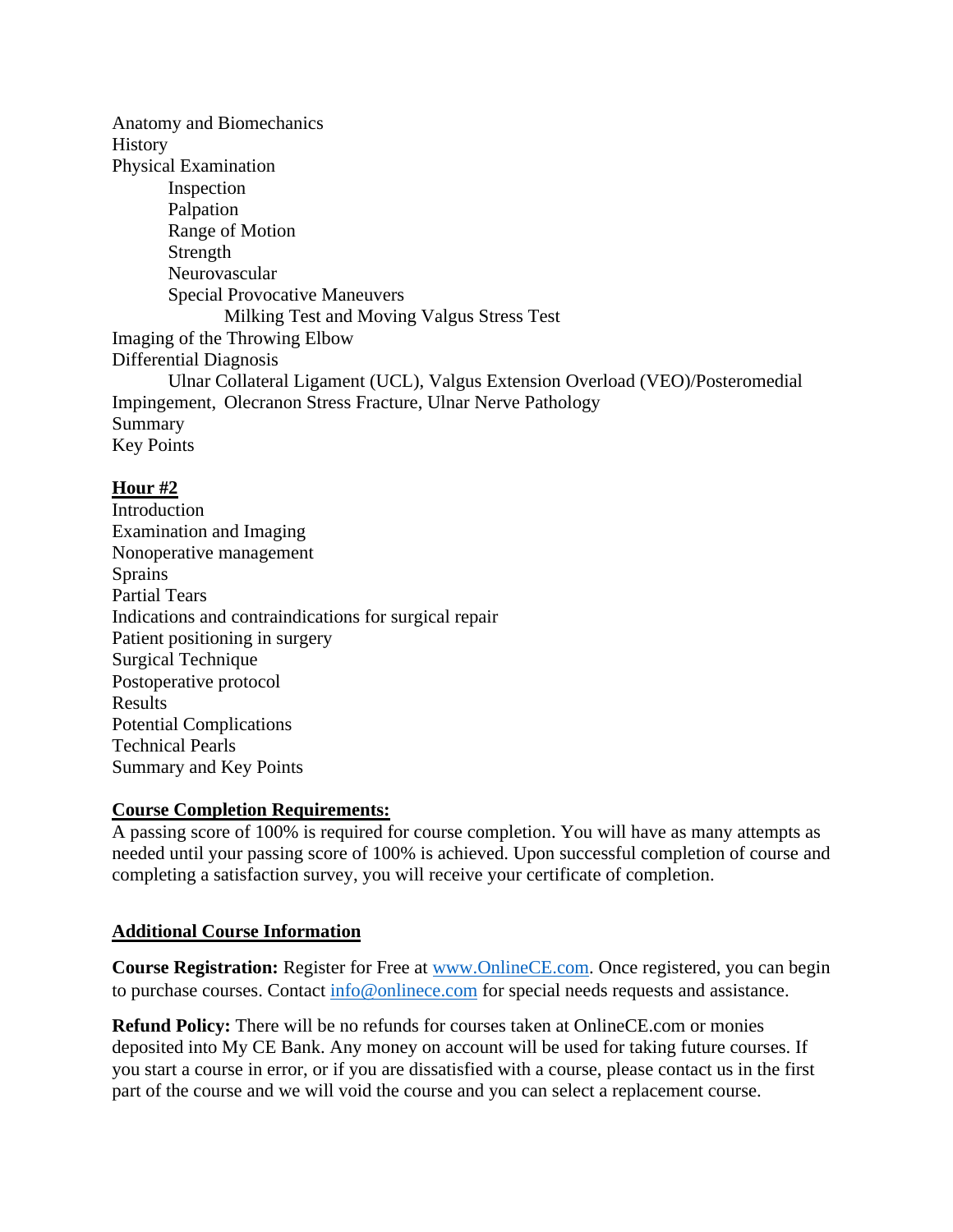Anatomy and Biomechanics
History
Physical Examination
- Inspection
- Palpation
- Range of Motion
- Strength
- Neurovascular
- Special Provocative Maneuvers
  - Milking Test and Moving Valgus Stress Test

Imaging of the Throwing Elbow
Differential Diagnosis
- Ulnar Collateral Ligament (UCL), Valgus Extension Overload (VEO)/Posteromedial Impingement, Olecranon Stress Fracture, Ulnar Nerve Pathology

Summary
Key Points

**Hour #2**

Introduction
Examination and Imaging
Nonoperative management
Sprains
Partial Tears
Indications and contraindications for surgical repair
Patient positioning in surgery
Surgical Technique
Postoperative protocol
Results
Potential Complications
Technical Pearls
Summary and Key Points

**Course Completion Requirements:**

A passing score of 100% is required for course completion. You will have as many attempts as needed until your passing score of 100% is achieved. Upon successful completion of course and completing a satisfaction survey, you will receive your certificate of completion.

**Additional Course Information**

**Course Registration:** Register for Free at www.OnlineCE.com. Once registered, you can begin to purchase courses. Contact info@onlinece.com for special needs requests and assistance.

**Refund Policy:** There will be no refunds for courses taken at OnlineCE.com or monies deposited into My CE Bank. Any money on account will be used for taking future courses. If you start a course in error, or if you are dissatisfied with a course, please contact us in the first part of the course and we will void the course and you can select a replacement course.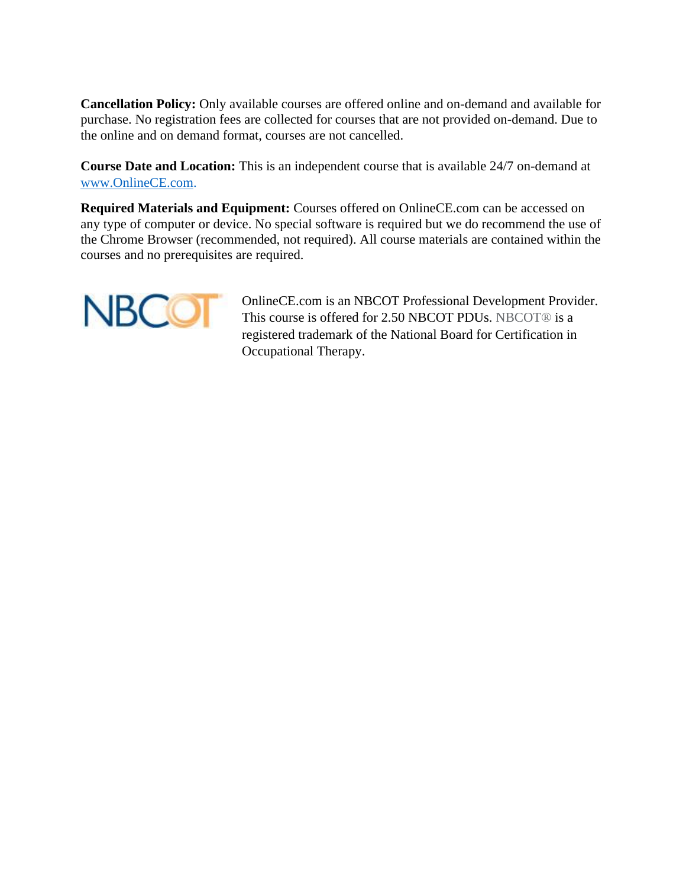**Cancellation Policy:** Only available courses are offered online and on-demand and available for purchase. No registration fees are collected for courses that are not provided on-demand. Due to the online and on demand format, courses are not cancelled.

**Course Date and Location:** This is an independent course that is available 24/7 on-demand at www.OnlineCE.com.

**Required Materials and Equipment:** Courses offered on OnlineCE.com can be accessed on any type of computer or device. No special software is required but we do recommend the use of the Chrome Browser (recommended, not required). All course materials are contained within the courses and no prerequisites are required.

NBCOT

OnlineCE.com is an NBCOT Professional Development Provider. This course is offered for 2.50 NBCOT PDUs. NBCOT® is a registered trademark of the National Board for Certification in Occupational Therapy.